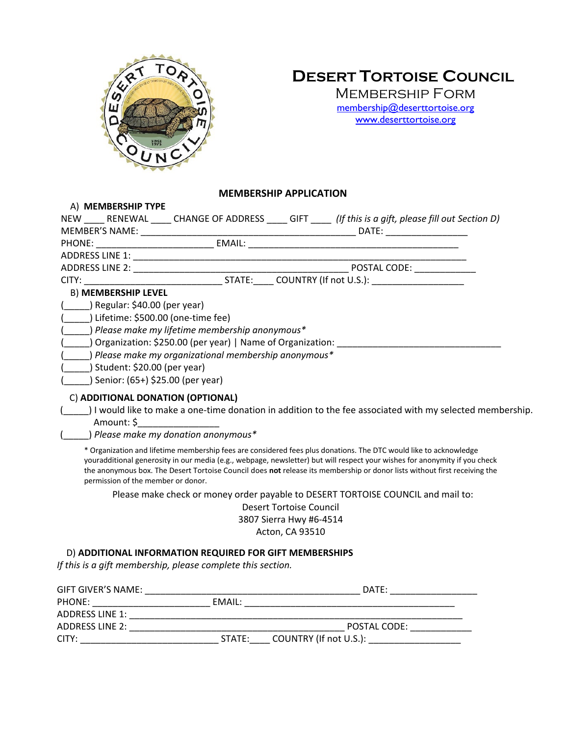# Desert Tortoise Council

## Membership Form

membership@deserttortoise.org
www.deserttortoise.org

### MEMBERSHIP APPLICATION

A) **MEMBERSHIP TYPE**

NEW ____ RENEWAL ____ CHANGE OF ADDRESS ____ GIFT ____ *(If this is a gift, please fill out Section D)*

MEMBER'S NAME: ____________________________________________ DATE: ________________

PHONE: ______________________ EMAIL: ________________________________________

ADDRESS LINE 1: ______________________________________________________________

ADDRESS LINE 2: ________________________________________ POSTAL CODE: ____________

CITY: __________________________ STATE:____ COUNTRY (If not U.S.): __________________

B) **MEMBERSHIP LEVEL**

(_____) Regular: $40.00 (per year)

(_____) Lifetime: $500.00 (one-time fee)

(_____) *Please make my lifetime membership anonymous**

(_____) Organization: $250.00 (per year) | Name of Organization: ________________________________

(_____) *Please make my organizational membership anonymous**

(_____) Student: $20.00 (per year)

(_____) Senior: (65+) $25.00 (per year)

C) **ADDITIONAL DONATION (OPTIONAL)**

(_____) I would like to make a one-time donation in addition to the fee associated with my selected membership. Amount: $________________

(_____) *Please make my donation anonymous**

\* Organization and lifetime membership fees are considered fees plus donations. The DTC would like to acknowledge youradditional generosity in our media (e.g., webpage, newsletter) but will respect your wishes for anonymity if you check the anonymous box. The Desert Tortoise Council does **not** release its membership or donor lists without first receiving the permission of the member or donor.

Please make check or money order payable to DESERT TORTOISE COUNCIL and mail to:

Desert Tortoise Council
3807 Sierra Hwy #6-4514
Acton, CA 93510

D) **ADDITIONAL INFORMATION REQUIRED FOR GIFT MEMBERSHIPS**

*If this is a gift membership, please complete this section.*

GIFT GIVER'S NAME: ________________________________________ DATE: _________________

PHONE: ______________________ EMAIL: ________________________________________

ADDRESS LINE 1: ______________________________________________________________

ADDRESS LINE 2: ________________________________________ POSTAL CODE: ____________

CITY: __________________________ STATE:____ COUNTRY (If not U.S.): __________________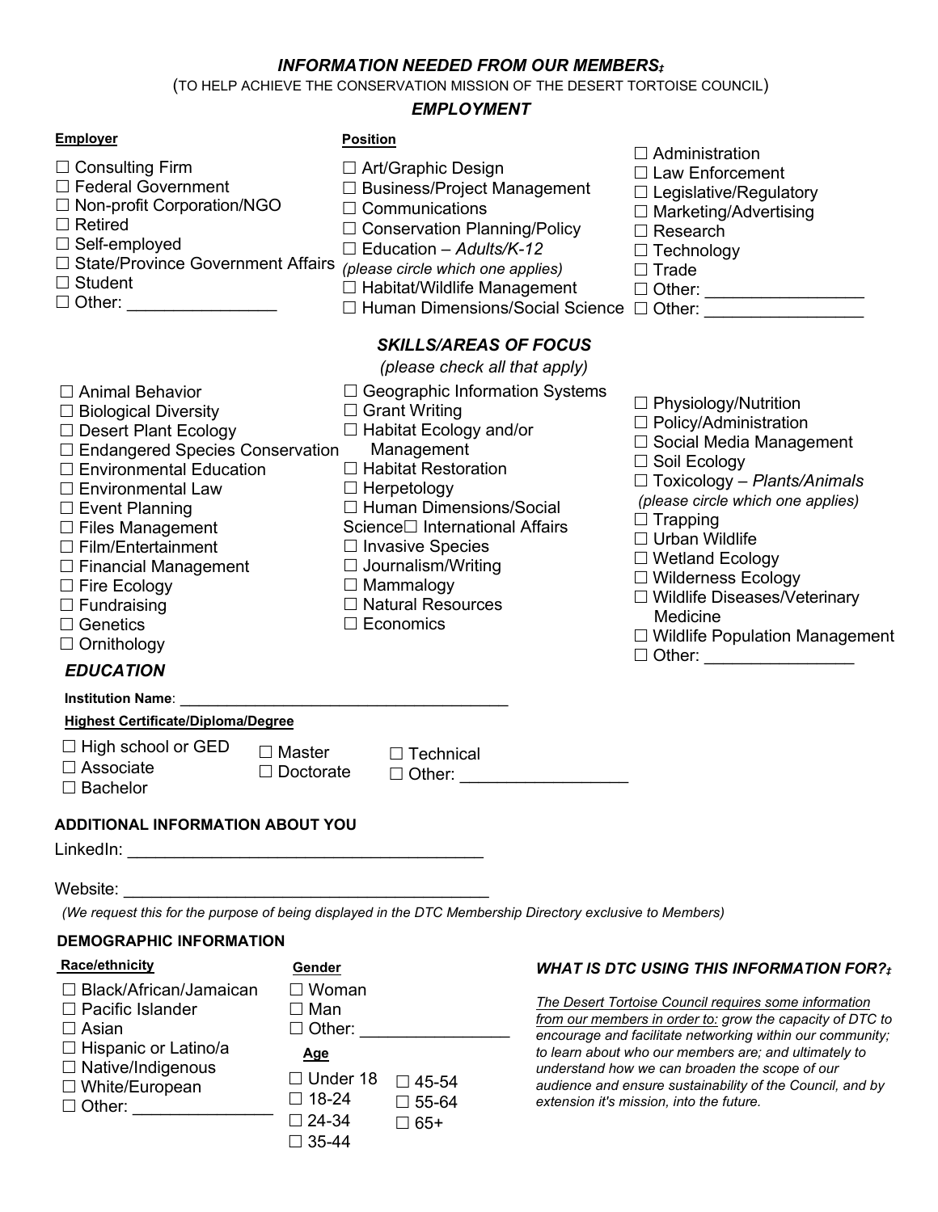## *INFORMATION NEEDED FROM OUR MEMBERS‡*

(TO HELP ACHIEVE THE CONSERVATION MISSION OF THE DESERT TORTOISE COUNCIL)

### *EMPLOYMENT*

**Employer**

- ☐ Consulting Firm
- ☐ Federal Government
- ☐ Non-profit Corporation/NGO
- ☐ Retired
- ☐ Self-employed
- ☐ State/Province Government Affairs
- ☐ Student
- ☐ Other: ________________

**Position**

- ☐ Art/Graphic Design
- ☐ Business/Project Management
- ☐ Communications
- ☐ Conservation Planning/Policy
- ☐ Education – *Adults/K-12* *(please circle which one applies)*
- ☐ Habitat/Wildlife Management
- ☐ Human Dimensions/Social Science
- ☐ Administration
- ☐ Law Enforcement
- ☐ Legislative/Regulatory
- ☐ Marketing/Advertising
- ☐ Research
- ☐ Technology
- ☐ Trade
- ☐ Other: ________________
- ☐ Other: ________________

### *SKILLS/AREAS OF FOCUS*

*(please check all that apply)*

- ☐ Animal Behavior
- ☐ Biological Diversity
- ☐ Desert Plant Ecology
- ☐ Endangered Species Conservation
- ☐ Environmental Education
- ☐ Environmental Law
- ☐ Event Planning
- ☐ Files Management
- ☐ Film/Entertainment
- ☐ Financial Management
- ☐ Fire Ecology
- ☐ Fundraising
- ☐ Genetics
- ☐ Ornithology
- ☐ Geographic Information Systems
- ☐ Grant Writing
- ☐ Habitat Ecology and/or Management
- ☐ Habitat Restoration
- ☐ Herpetology
- ☐ Human Dimensions/Social Science
- ☐ International Affairs
- ☐ Invasive Species
- ☐ Journalism/Writing
- ☐ Mammalogy
- ☐ Natural Resources
- ☐ Economics
- ☐ Physiology/Nutrition
- ☐ Policy/Administration
- ☐ Social Media Management
- ☐ Soil Ecology
- ☐ Toxicology – *Plants/Animals* *(please circle which one applies)*
- ☐ Trapping
- ☐ Urban Wildlife
- ☐ Wetland Ecology
- ☐ Wilderness Ecology
- ☐ Wildlife Diseases/Veterinary Medicine
- ☐ Wildlife Population Management
- ☐ Other: ________________

### *EDUCATION*

**Institution Name**: ________________________________________

**Highest Certificate/Diploma/Degree**

- ☐ High school or GED
- ☐ Associate
- ☐ Bachelor
- ☐ Master
- ☐ Doctorate
- ☐ Technical
- ☐ Other: __________________

### ADDITIONAL INFORMATION ABOUT YOU

LinkedIn: ______________________________________

Website: ________________________________________

*(We request this for the purpose of being displayed in the DTC Membership Directory exclusive to Members)*

### DEMOGRAPHIC INFORMATION

**Race/ethnicity**

- ☐ Black/African/Jamaican
- ☐ Pacific Islander
- ☐ Asian
- ☐ Hispanic or Latino/a
- ☐ Native/Indigenous
- ☐ White/European
- ☐ Other: _______________

**Gender**

- ☐ Woman
- ☐ Man
- ☐ Other: ________________

**Age**

- ☐ Under 18
- ☐ 18-24
- ☐ 24-34
- ☐ 35-44
- ☐ 45-54
- ☐ 55-64
- ☐ 65+

### *WHAT IS DTC USING THIS INFORMATION FOR?‡*

*The Desert Tortoise Council requires some information from our members in order to: grow the capacity of DTC to encourage and facilitate networking within our community; to learn about who our members are; and ultimately to understand how we can broaden the scope of our audience and ensure sustainability of the Council, and by extension it's mission, into the future.*